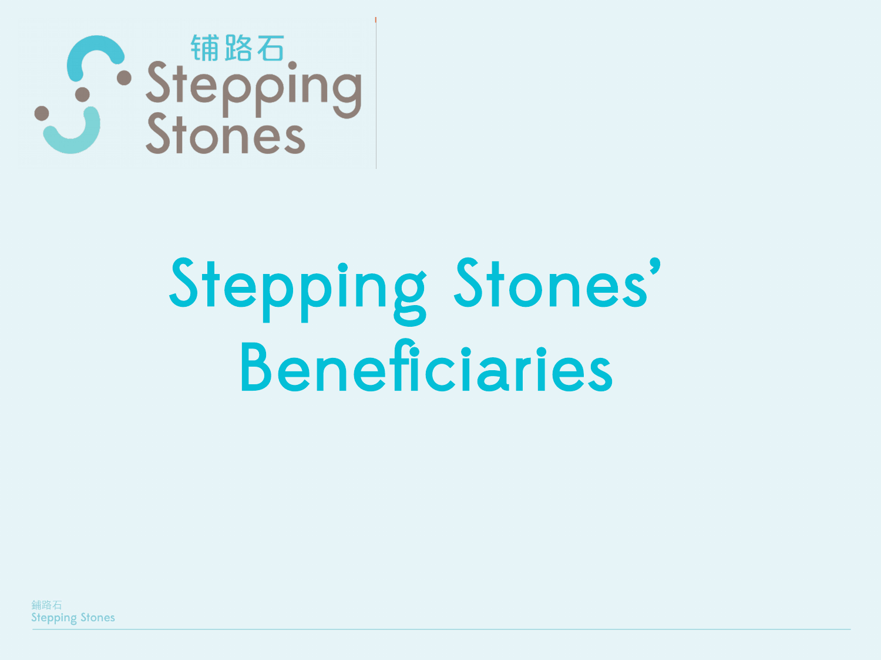铺路石
Stepping Stones

# Stepping Stones' Beneficiaries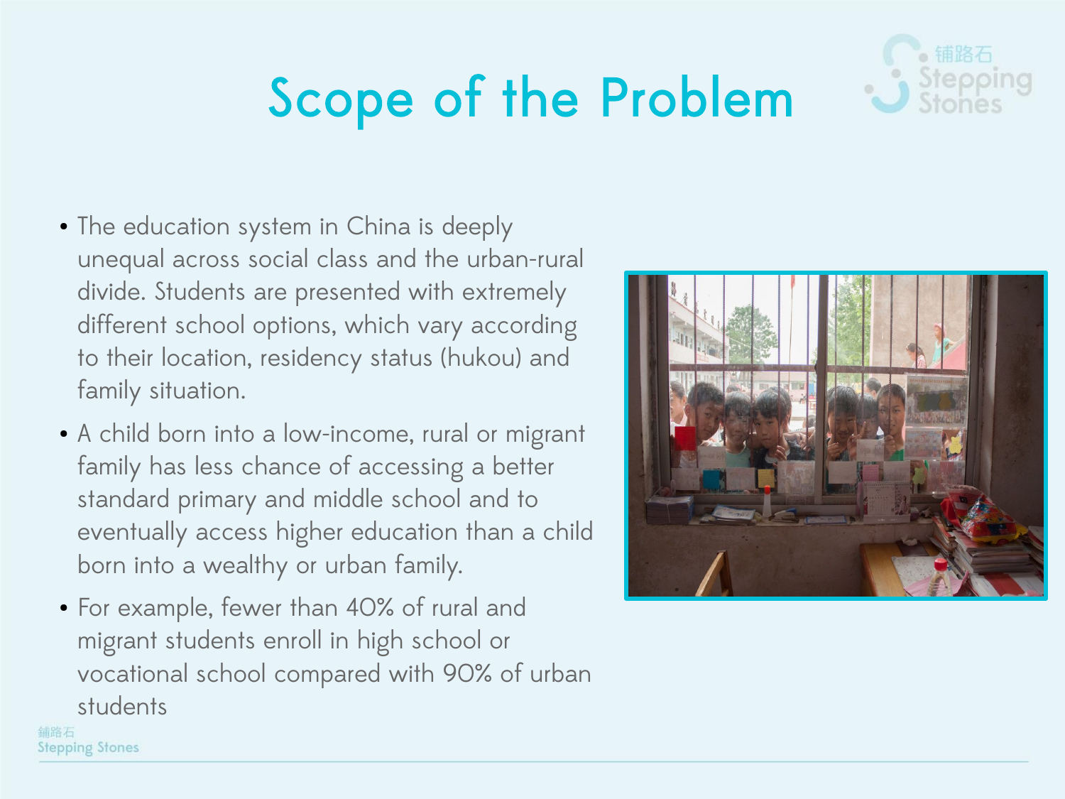# Scope of the Problem

- The education system in China is deeply unequal across social class and the urban-rural divide. Students are presented with extremely different school options, which vary according to their location, residency status (hukou) and family situation.
- A child born into a low-income, rural or migrant family has less chance of accessing a better standard primary and middle school and to eventually access higher education than a child born into a wealthy or urban family.
- For example, fewer than 40% of rural and migrant students enroll in high school or vocational school compared with 90% of urban students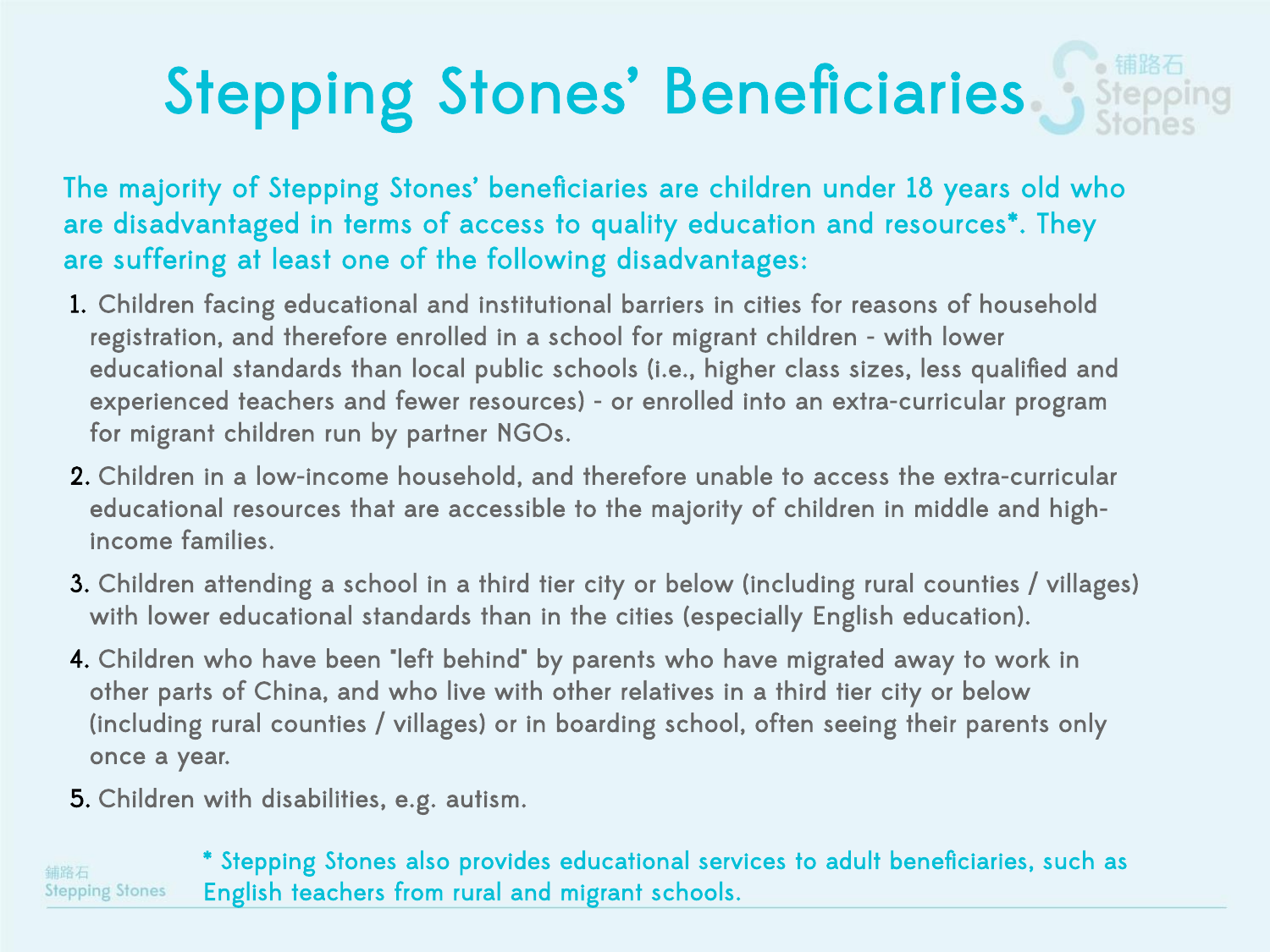# Stepping Stones' Beneficiaries

The majority of Stepping Stones' beneficiaries are children under 18 years old who are disadvantaged in terms of access to quality education and resources*. They are suffering at least one of the following disadvantages:

1. Children facing educational and institutional barriers in cities for reasons of household registration, and therefore enrolled in a school for migrant children - with lower educational standards than local public schools (i.e., higher class sizes, less qualified and experienced teachers and fewer resources) - or enrolled into an extra-curricular program for migrant children run by partner NGOs.
2. Children in a low-income household, and therefore unable to access the extra-curricular educational resources that are accessible to the majority of children in middle and high-income families.
3. Children attending a school in a third tier city or below (including rural counties / villages) with lower educational standards than in the cities (especially English education).
4. Children who have been "left behind" by parents who have migrated away to work in other parts of China, and who live with other relatives in a third tier city or below (including rural counties / villages) or in boarding school, often seeing their parents only once a year.
5. Children with disabilities, e.g. autism.

* Stepping Stones also provides educational services to adult beneficiaries, such as English teachers from rural and migrant schools.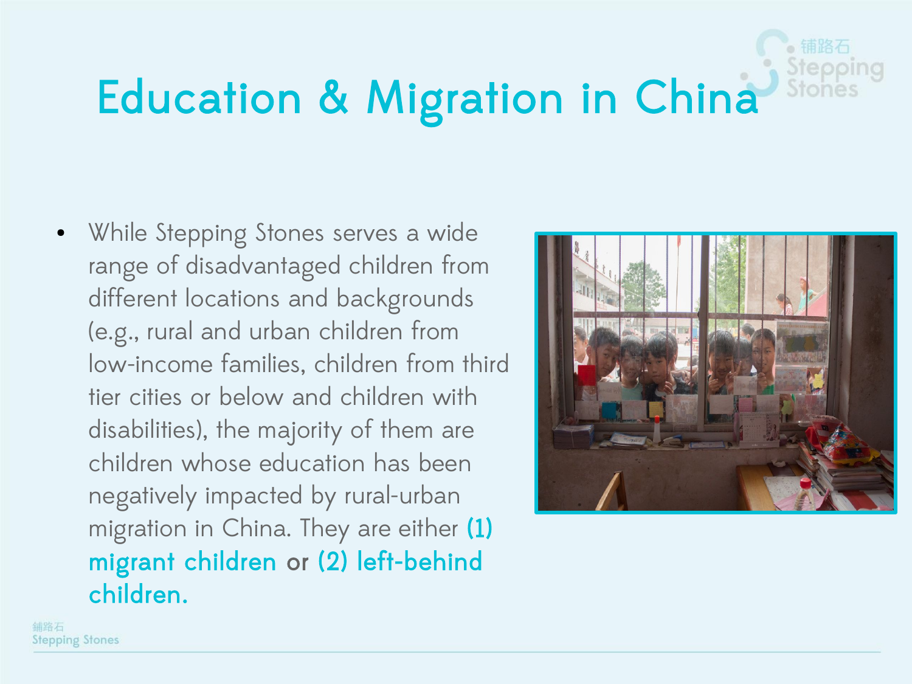# Education & Migration in China

- While Stepping Stones serves a wide range of disadvantaged children from different locations and backgrounds (e.g., rural and urban children from low-income families, children from third tier cities or below and children with disabilities), the majority of them are children whose education has been negatively impacted by rural-urban migration in China. They are either **(1) migrant children** or **(2) left-behind children.**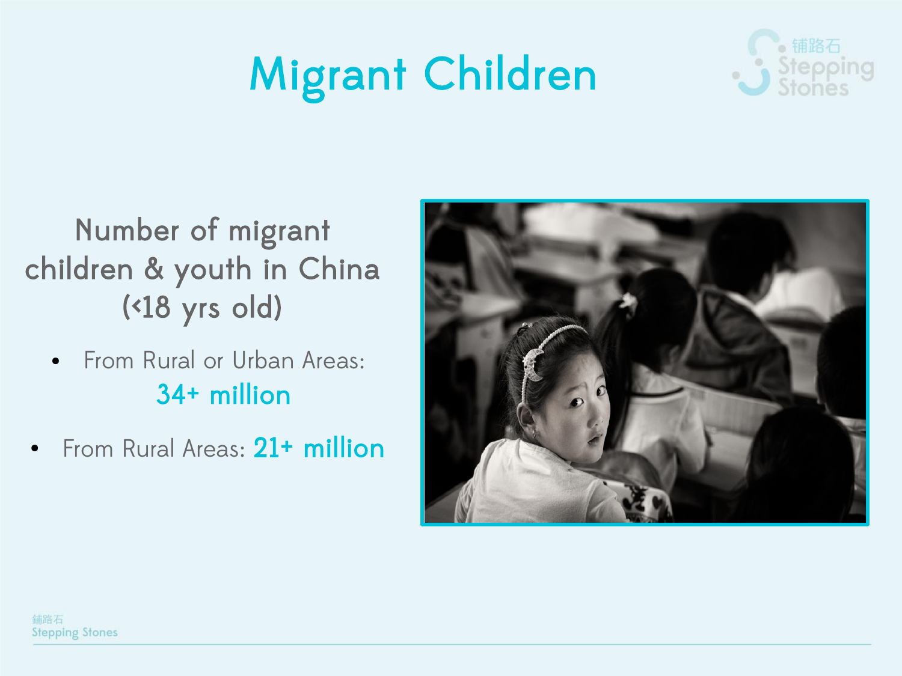# Migrant Children

Number of migrant children & youth in China (<18 yrs old)

- From Rural or Urban Areas: **34+ million**
- From Rural Areas: **21+ million**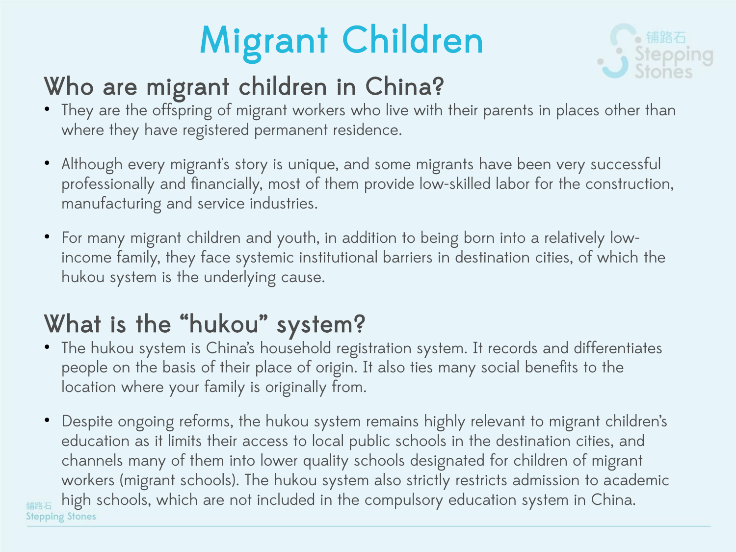# Migrant Children

## Who are migrant children in China?

- They are the offspring of migrant workers who live with their parents in places other than where they have registered permanent residence.
- Although every migrant's story is unique, and some migrants have been very successful professionally and financially, most of them provide low-skilled labor for the construction, manufacturing and service industries.
- For many migrant children and youth, in addition to being born into a relatively low-income family, they face systemic institutional barriers in destination cities, of which the hukou system is the underlying cause.

## What is the "hukou" system?

- The hukou system is China's household registration system. It records and differentiates people on the basis of their place of origin. It also ties many social benefits to the location where your family is originally from.
- Despite ongoing reforms, the hukou system remains highly relevant to migrant children's education as it limits their access to local public schools in the destination cities, and channels many of them into lower quality schools designated for children of migrant workers (migrant schools). The hukou system also strictly restricts admission to academic high schools, which are not included in the compulsory education system in China.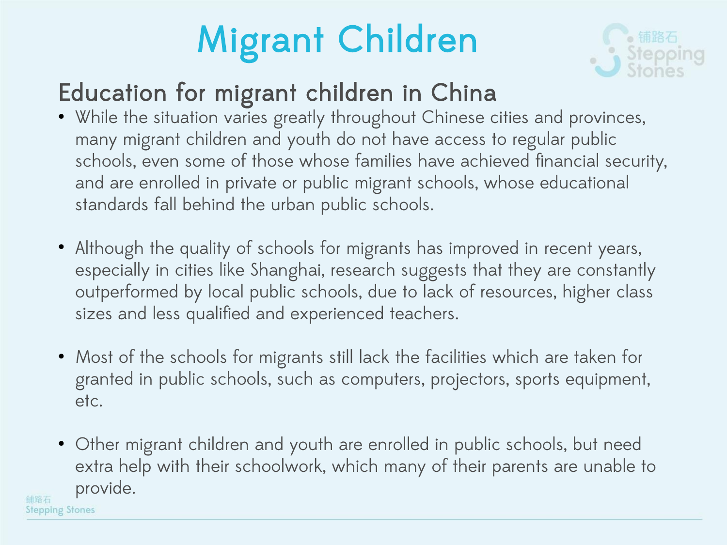# Migrant Children

## Education for migrant children in China

- While the situation varies greatly throughout Chinese cities and provinces, many migrant children and youth do not have access to regular public schools, even some of those whose families have achieved financial security, and are enrolled in private or public migrant schools, whose educational standards fall behind the urban public schools.

- Although the quality of schools for migrants has improved in recent years, especially in cities like Shanghai, research suggests that they are constantly outperformed by local public schools, due to lack of resources, higher class sizes and less qualified and experienced teachers.

- Most of the schools for migrants still lack the facilities which are taken for granted in public schools, such as computers, projectors, sports equipment, etc.

- Other migrant children and youth are enrolled in public schools, but need extra help with their schoolwork, which many of their parents are unable to provide.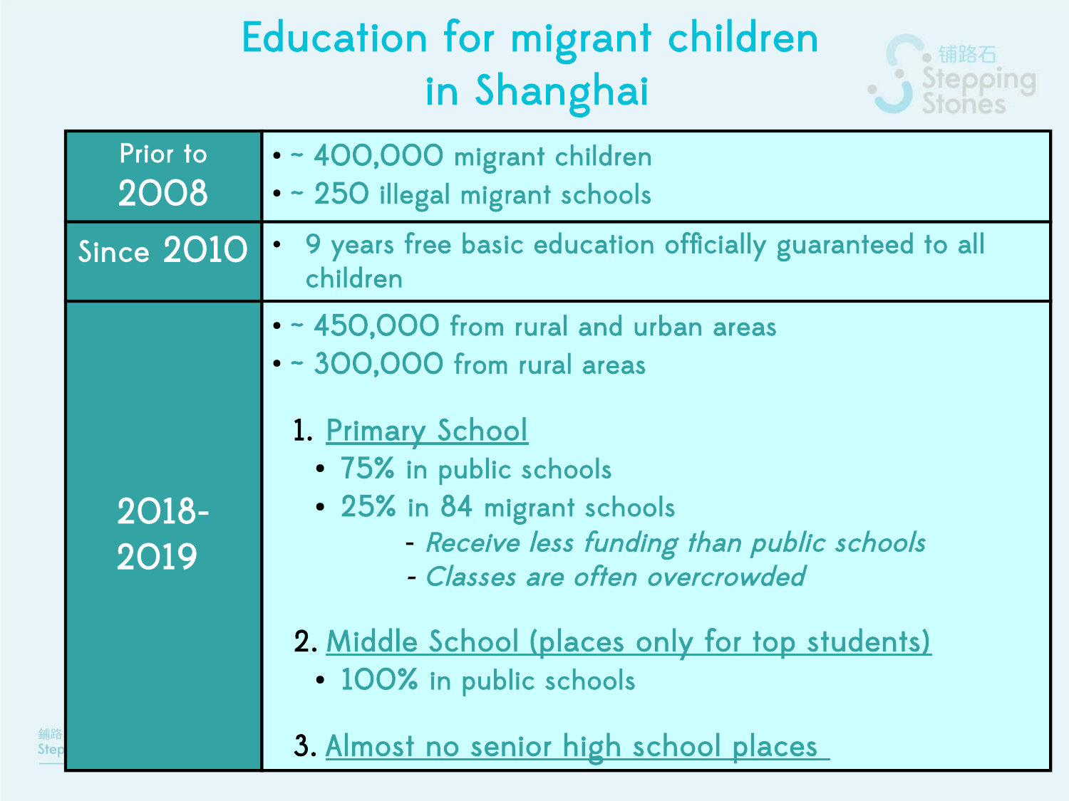# Education for migrant children in Shanghai

| | |
|---|---|
| Prior to 2008 | • ~ 400,000 migrant children<br>• ~ 250 illegal migrant schools |
| Since 2010 | • 9 years free basic education officially guaranteed to all children |
| 2018-2019 | • ~ 450,000 from rural and urban areas<br>• ~ 300,000 from rural areas<br><br>1. Primary School<br>• 75% in public schools<br>• 25% in 84 migrant schools<br>- *Receive less funding than public schools*<br>- *Classes are often overcrowded*<br><br>2. Middle School (places only for top students)<br>• 100% in public schools<br><br>3. Almost no senior high school places |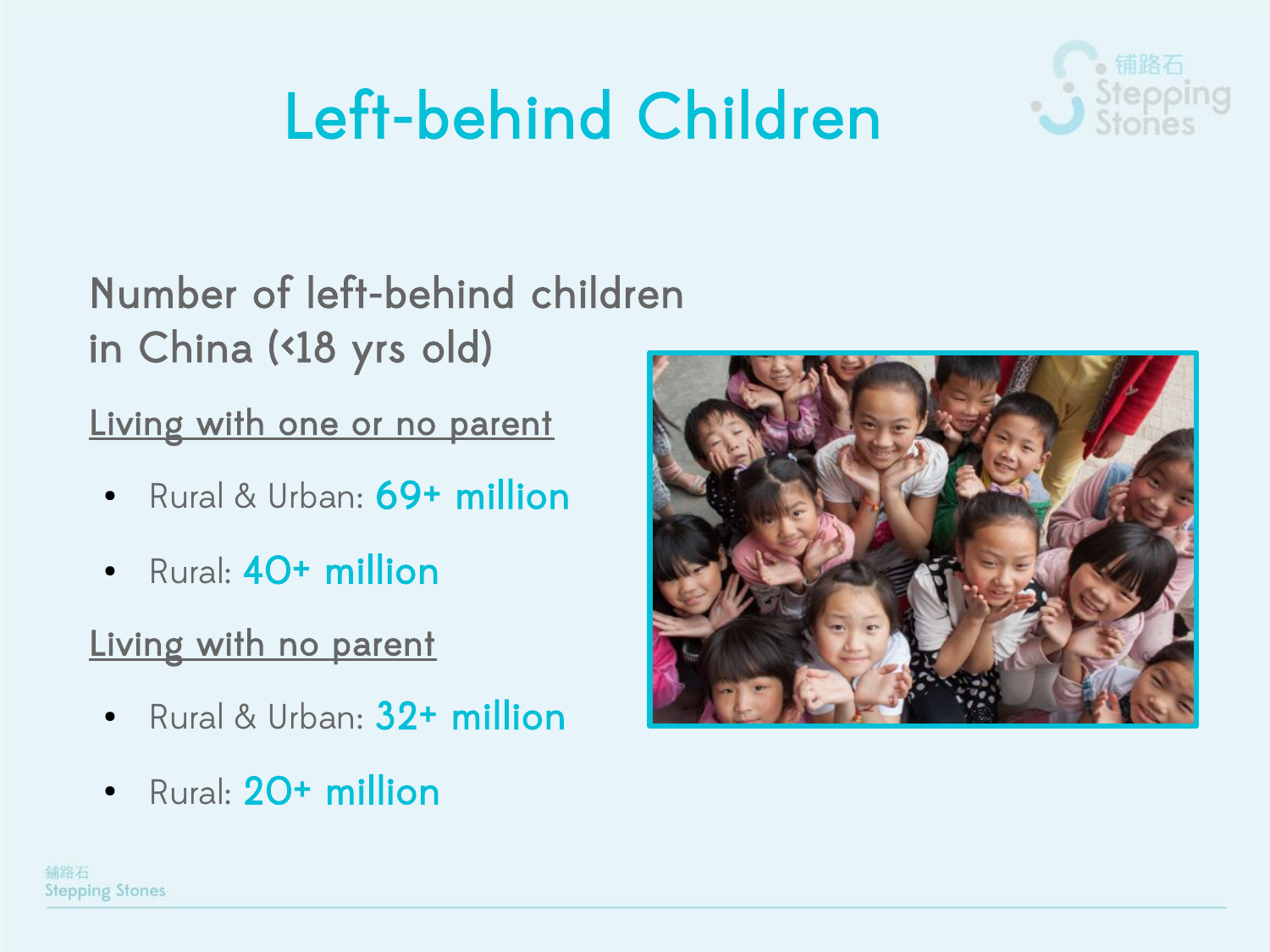# Left-behind Children

Number of left-behind children in China (<18 yrs old)

Living with one or no parent

- Rural & Urban: 69+ million
- Rural: 40+ million

Living with no parent

- Rural & Urban: 32+ million
- Rural: 20+ million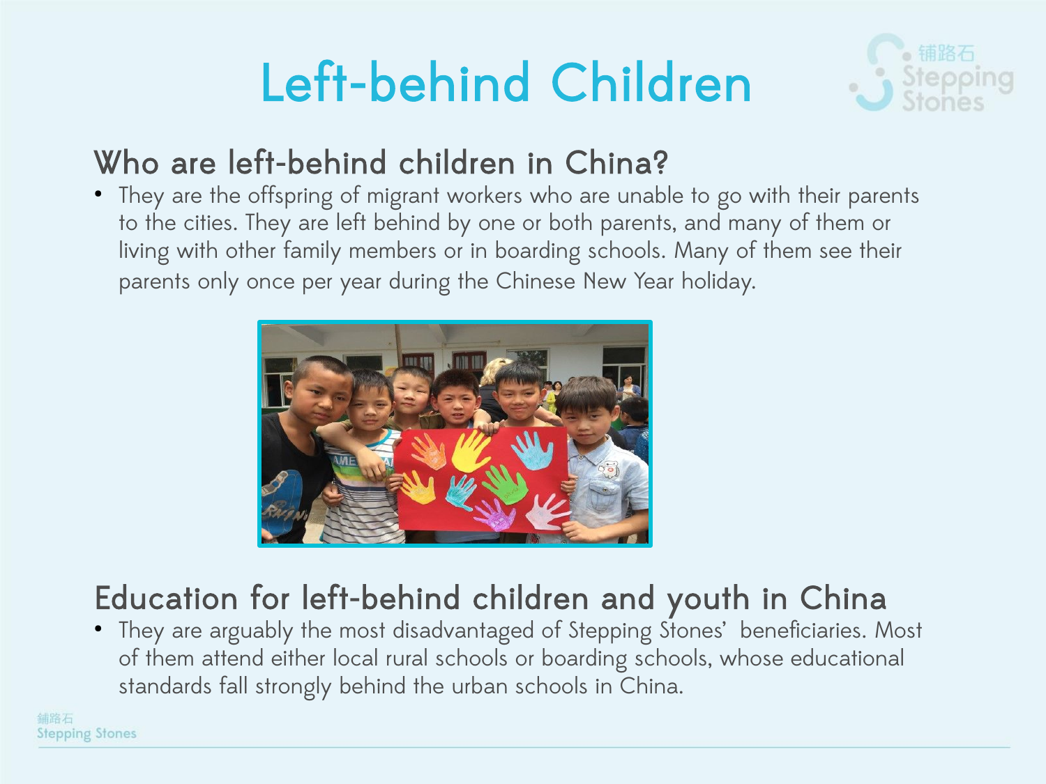# Left-behind Children

## Who are left-behind children in China?

- They are the offspring of migrant workers who are unable to go with their parents to the cities. They are left behind by one or both parents, and many of them or living with other family members or in boarding schools. Many of them see their parents only once per year during the Chinese New Year holiday.

## Education for left-behind children and youth in China

- They are arguably the most disadvantaged of Stepping Stones' beneficiaries. Most of them attend either local rural schools or boarding schools, whose educational standards fall strongly behind the urban schools in China.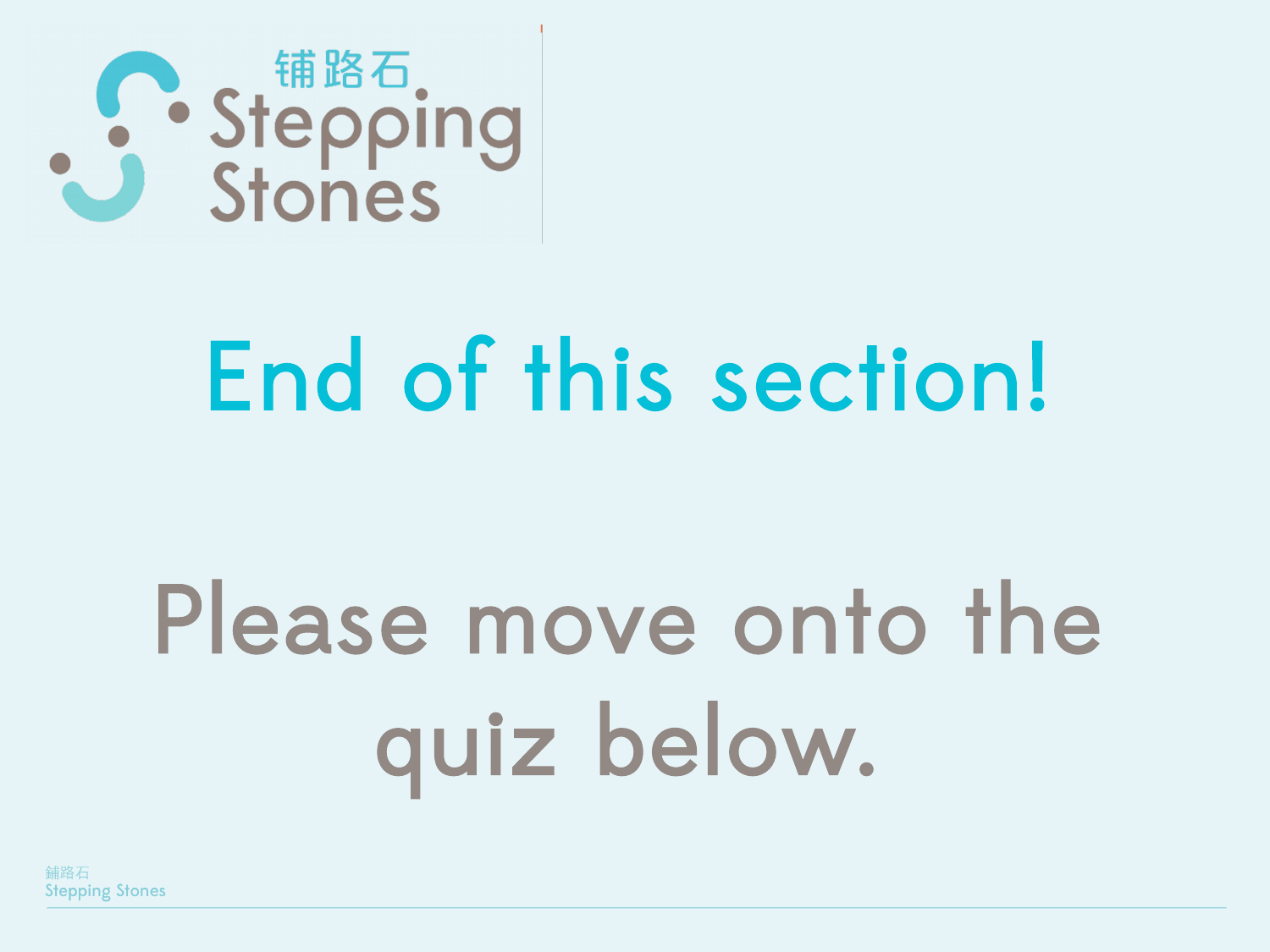# End of this section!

Please move onto the quiz below.